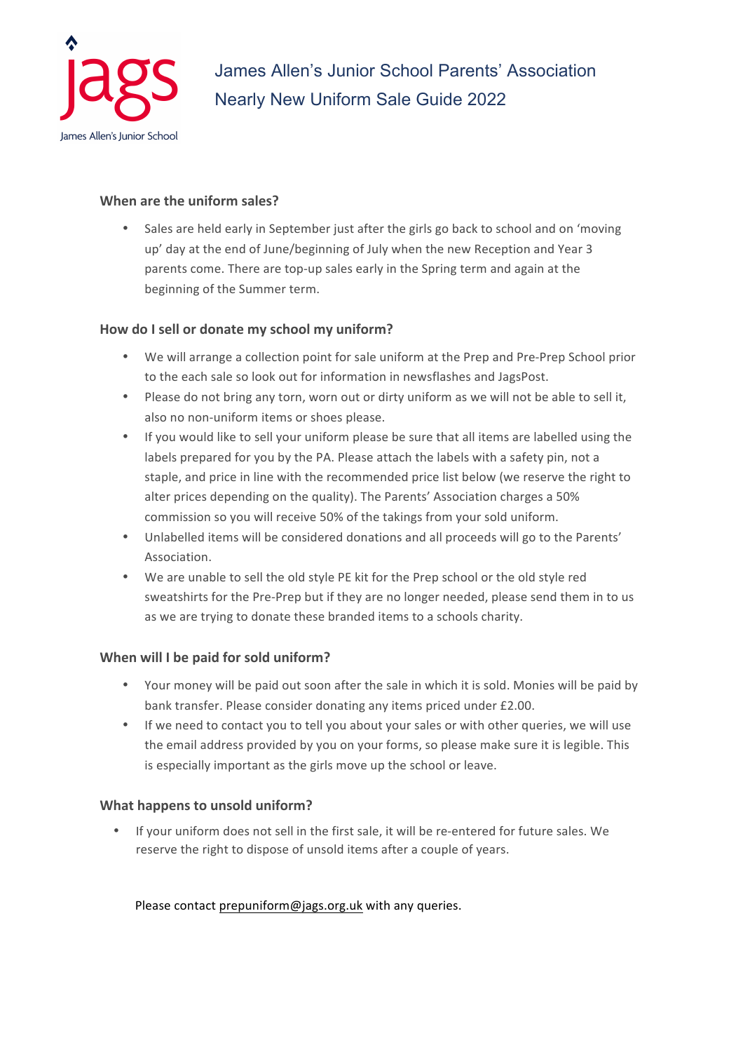jags

James Allen's Junior School

# James Allen's Junior School Parents' Association
# Nearly New Uniform Sale Guide 2022

### When are the uniform sales?

- Sales are held early in September just after the girls go back to school and on 'moving up' day at the end of June/beginning of July when the new Reception and Year 3 parents come. There are top-up sales early in the Spring term and again at the beginning of the Summer term.

### How do I sell or donate my school my uniform?

- We will arrange a collection point for sale uniform at the Prep and Pre-Prep School prior to the each sale so look out for information in newsflashes and JagsPost.
- Please do not bring any torn, worn out or dirty uniform as we will not be able to sell it, also no non-uniform items or shoes please.
- If you would like to sell your uniform please be sure that all items are labelled using the labels prepared for you by the PA. Please attach the labels with a safety pin, not a staple, and price in line with the recommended price list below (we reserve the right to alter prices depending on the quality). The Parents' Association charges a 50% commission so you will receive 50% of the takings from your sold uniform.
- Unlabelled items will be considered donations and all proceeds will go to the Parents' Association.
- We are unable to sell the old style PE kit for the Prep school or the old style red sweatshirts for the Pre-Prep but if they are no longer needed, please send them in to us as we are trying to donate these branded items to a schools charity.

### When will I be paid for sold uniform?

- Your money will be paid out soon after the sale in which it is sold. Monies will be paid by bank transfer. Please consider donating any items priced under £2.00.
- If we need to contact you to tell you about your sales or with other queries, we will use the email address provided by you on your forms, so please make sure it is legible. This is especially important as the girls move up the school or leave.

### What happens to unsold uniform?

- If your uniform does not sell in the first sale, it will be re-entered for future sales. We reserve the right to dispose of unsold items after a couple of years.

Please contact prepuniform@jags.org.uk with any queries.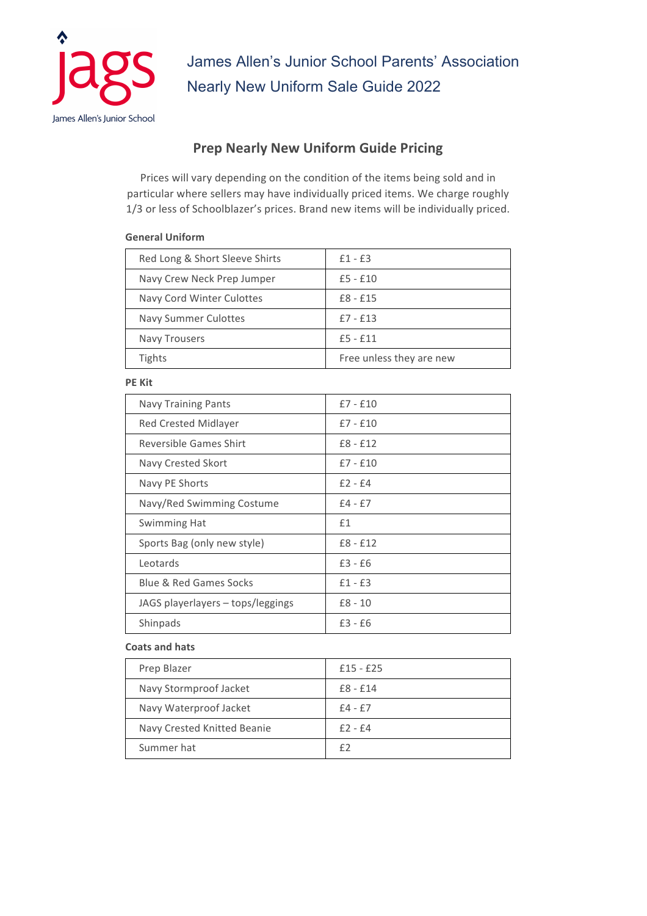jags

James Allen's Junior School

James Allen's Junior School Parents' Association
Nearly New Uniform Sale Guide 2022

## Prep Nearly New Uniform Guide Pricing

Prices will vary depending on the condition of the items being sold and in particular where sellers may have individually priced items. We charge roughly 1/3 or less of Schoolblazer's prices. Brand new items will be individually priced.

**General Uniform**

| | |
|---|---|
| Red Long & Short Sleeve Shirts | £1 - £3 |
| Navy Crew Neck Prep Jumper | £5 - £10 |
| Navy Cord Winter Culottes | £8 - £15 |
| Navy Summer Culottes | £7 - £13 |
| Navy Trousers | £5 - £11 |
| Tights | Free unless they are new |

**PE Kit**

| | |
|---|---|
| Navy Training Pants | £7 - £10 |
| Red Crested Midlayer | £7 - £10 |
| Reversible Games Shirt | £8 - £12 |
| Navy Crested Skort | £7 - £10 |
| Navy PE Shorts | £2 - £4 |
| Navy/Red Swimming Costume | £4 - £7 |
| Swimming Hat | £1 |
| Sports Bag (only new style) | £8 - £12 |
| Leotards | £3 - £6 |
| Blue & Red Games Socks | £1 - £3 |
| JAGS playerlayers – tops/leggings | £8 - 10 |
| Shinpads | £3 - £6 |

**Coats and hats**

| | |
|---|---|
| Prep Blazer | £15 - £25 |
| Navy Stormproof Jacket | £8 - £14 |
| Navy Waterproof Jacket | £4 - £7 |
| Navy Crested Knitted Beanie | £2 - £4 |
| Summer hat | £2 |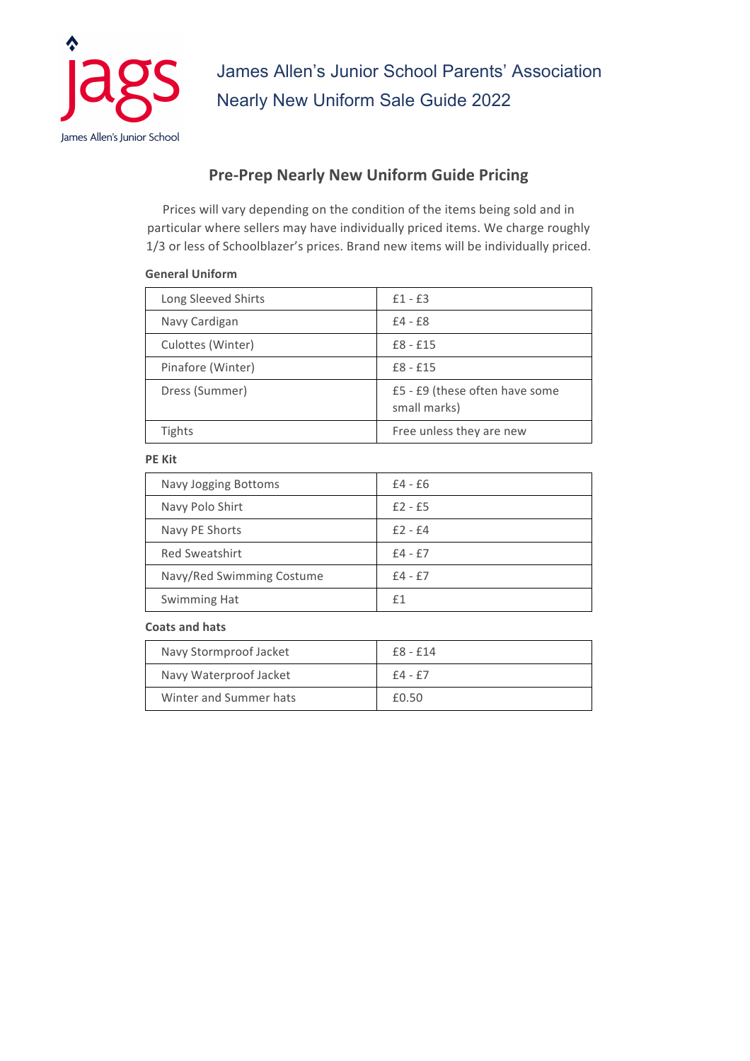jags

James Allen's Junior School

# James Allen's Junior School Parents' Association Nearly New Uniform Sale Guide 2022

## Pre-Prep Nearly New Uniform Guide Pricing

Prices will vary depending on the condition of the items being sold and in particular where sellers may have individually priced items. We charge roughly 1/3 or less of Schoolblazer's prices. Brand new items will be individually priced.

**General Uniform**

| | |
|---|---|
| Long Sleeved Shirts | £1 - £3 |
| Navy Cardigan | £4 - £8 |
| Culottes (Winter) | £8 - £15 |
| Pinafore (Winter) | £8 - £15 |
| Dress (Summer) | £5 - £9 (these often have some small marks) |
| Tights | Free unless they are new |

**PE Kit**

| | |
|---|---|
| Navy Jogging Bottoms | £4 - £6 |
| Navy Polo Shirt | £2 - £5 |
| Navy PE Shorts | £2 - £4 |
| Red Sweatshirt | £4 - £7 |
| Navy/Red Swimming Costume | £4 - £7 |
| Swimming Hat | £1 |

**Coats and hats**

| | |
|---|---|
| Navy Stormproof Jacket | £8 - £14 |
| Navy Waterproof Jacket | £4 - £7 |
| Winter and Summer hats | £0.50 |